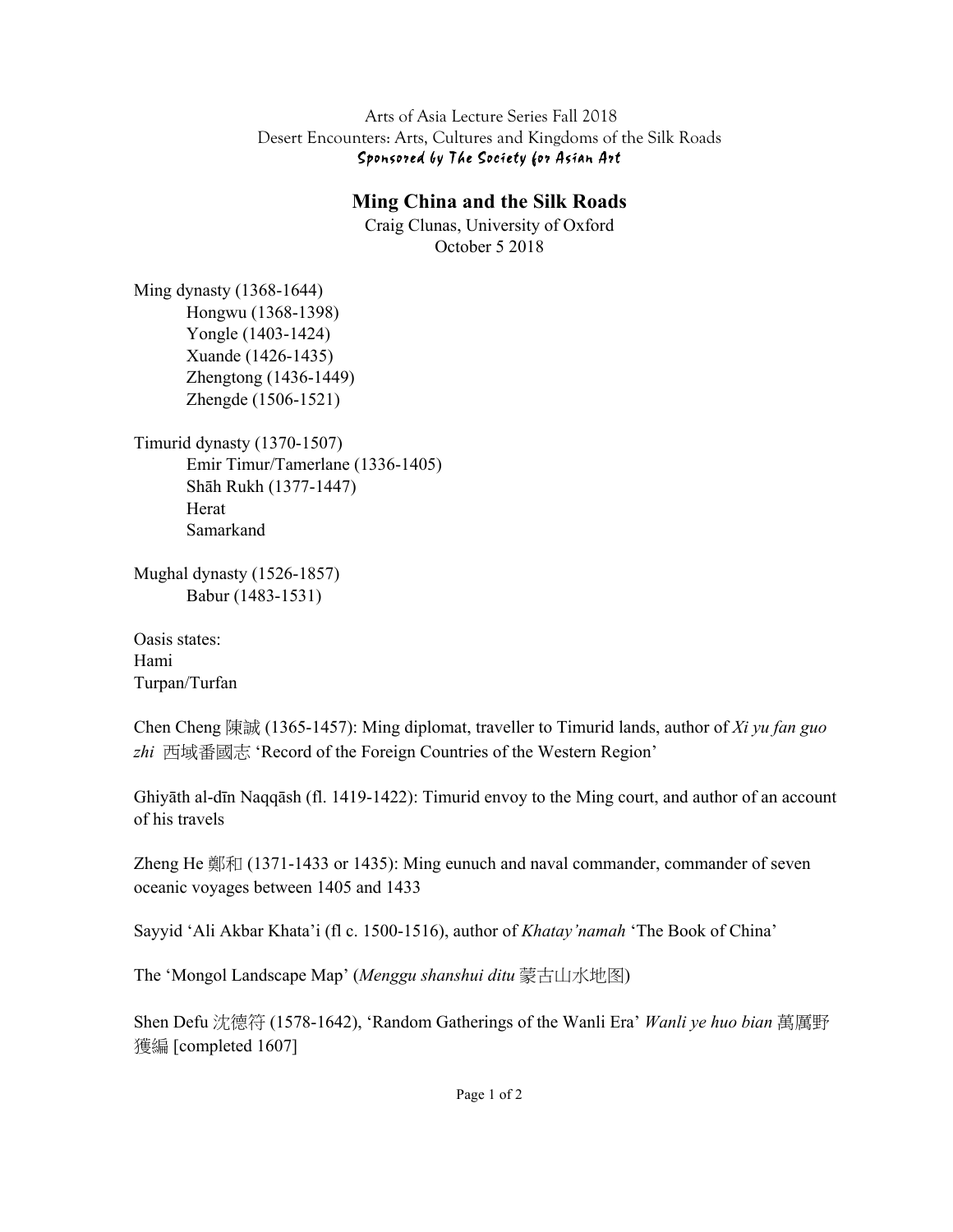Arts of Asia Lecture Series Fall 2018
Desert Encounters: Arts, Cultures and Kingdoms of the Silk Roads
*Sponsored by The Society for Asian Art*

# Ming China and the Silk Roads

Craig Clunas, University of Oxford
October 5 2018

Ming dynasty (1368-1644)
- Hongwu (1368-1398)
- Yongle (1403-1424)
- Xuande (1426-1435)
- Zhengtong (1436-1449)
- Zhengde (1506-1521)

Timurid dynasty (1370-1507)
- Emir Timur/Tamerlane (1336-1405)
- Shāh Rukh (1377-1447)
- Herat
- Samarkand

Mughal dynasty (1526-1857)
- Babur (1483-1531)

Oasis states:
Hami
Turpan/Turfan

Chen Cheng 陳誠 (1365-1457): Ming diplomat, traveller to Timurid lands, author of *Xi yu fan guo zhi* 西域番國志 'Record of the Foreign Countries of the Western Region'

Ghiyāth al-dīn Naqqāsh (fl. 1419-1422): Timurid envoy to the Ming court, and author of an account of his travels

Zheng He 鄭和 (1371-1433 or 1435): Ming eunuch and naval commander, commander of seven oceanic voyages between 1405 and 1433

Sayyid 'Ali Akbar Khata'i (fl c. 1500-1516), author of *Khatay'namah* 'The Book of China'

The 'Mongol Landscape Map' (*Menggu shanshui ditu* 蒙古山水地图)

Shen Defu 沈德符 (1578-1642), 'Random Gatherings of the Wanli Era' *Wanli ye huo bian* 萬厲野獲編 [completed 1607]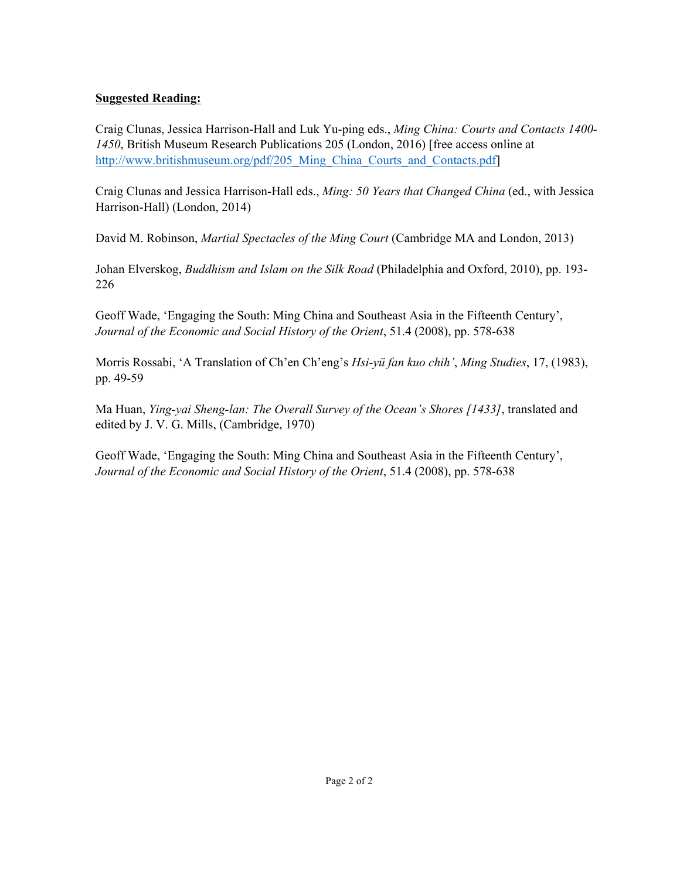**<u>Suggested Reading:</u>**

Craig Clunas, Jessica Harrison-Hall and Luk Yu-ping eds., *Ming China: Courts and Contacts 1400-1450*, British Museum Research Publications 205 (London, 2016) [free access online at [http://www.britishmuseum.org/pdf/205_Ming_China_Courts_and_Contacts.pdf](http://www.britishmuseum.org/pdf/205_Ming_China_Courts_and_Contacts.pdf)]

Craig Clunas and Jessica Harrison-Hall eds., *Ming: 50 Years that Changed China* (ed., with Jessica Harrison-Hall) (London, 2014)

David M. Robinson, *Martial Spectacles of the Ming Court* (Cambridge MA and London, 2013)

Johan Elverskog, *Buddhism and Islam on the Silk Road* (Philadelphia and Oxford, 2010), pp. 193-226

Geoff Wade, 'Engaging the South: Ming China and Southeast Asia in the Fifteenth Century', *Journal of the Economic and Social History of the Orient*, 51.4 (2008), pp. 578-638

Morris Rossabi, 'A Translation of Ch'en Ch'eng's *Hsi-yü fan kuo chih'*, *Ming Studies*, 17, (1983), pp. 49-59

Ma Huan, *Ying-yai Sheng-lan: The Overall Survey of the Ocean's Shores [1433]*, translated and edited by J. V. G. Mills, (Cambridge, 1970)

Geoff Wade, 'Engaging the South: Ming China and Southeast Asia in the Fifteenth Century', *Journal of the Economic and Social History of the Orient*, 51.4 (2008), pp. 578-638